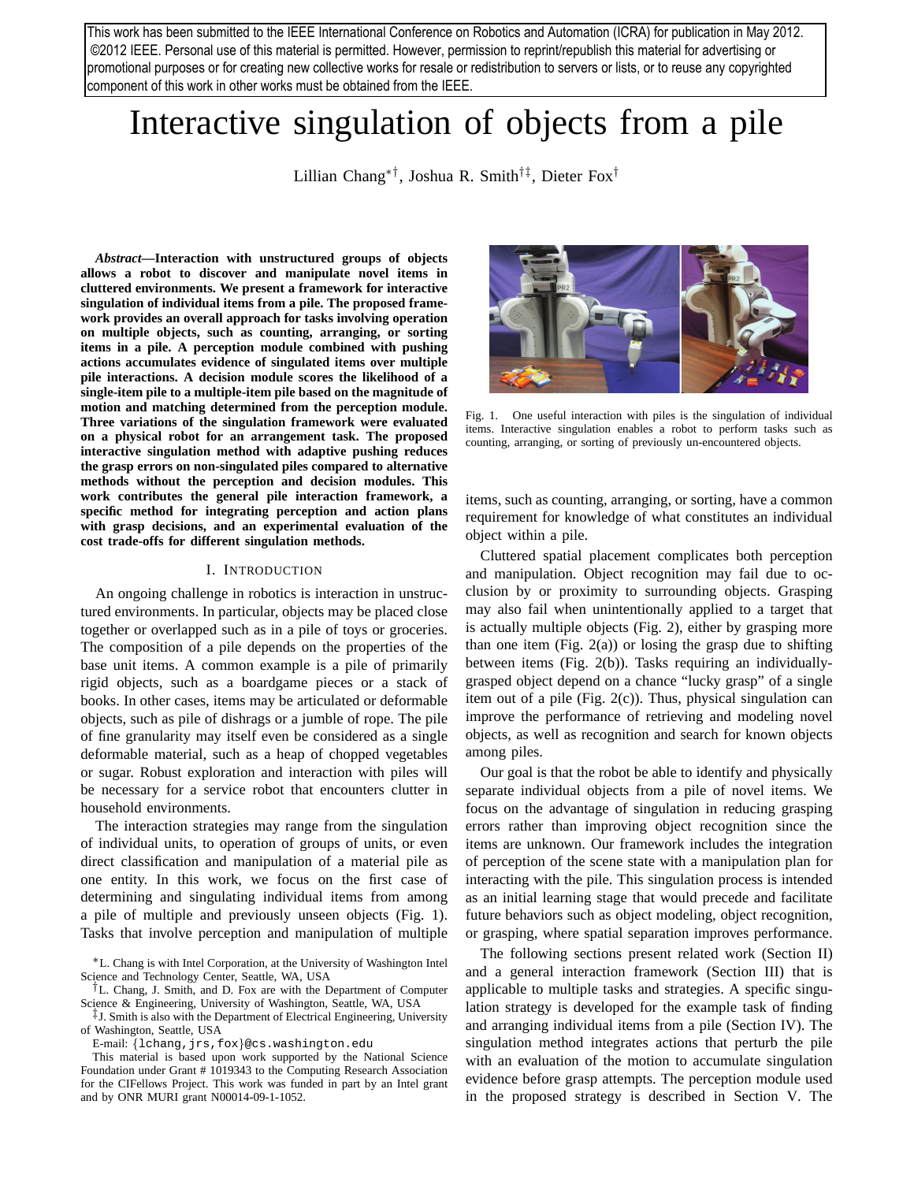This work has been submitted to the IEEE International Conference on Robotics and Automation (ICRA) for publication in May 2012. ©2012 IEEE. Personal use of this material is permitted. However, permission to reprint/republish this material for advertising or promotional purposes or for creating new collective works for resale or redistribution to servers or lists, or to reuse any copyrighted component of this work in other works must be obtained from the IEEE.

# Interactive singulation of objects from a pile

Lillian Chang*†, Joshua R. Smith†‡, Dieter Fox†

***Abstract*—Interaction with unstructured groups of objects allows a robot to discover and manipulate novel items in cluttered environments. We present a framework for interactive singulation of individual items from a pile. The proposed framework provides an overall approach for tasks involving operation on multiple objects, such as counting, arranging, or sorting items in a pile. A perception module combined with pushing actions accumulates evidence of singulated items over multiple pile interactions. A decision module scores the likelihood of a single-item pile to a multiple-item pile based on the magnitude of motion and matching determined from the perception module. Three variations of the singulation framework were evaluated on a physical robot for an arrangement task. The proposed interactive singulation method with adaptive pushing reduces the grasp errors on non-singulated piles compared to alternative methods without the perception and decision modules. This work contributes the general pile interaction framework, a specific method for integrating perception and action plans with grasp decisions, and an experimental evaluation of the cost trade-offs for different singulation methods.**

## I. Introduction

An ongoing challenge in robotics is interaction in unstructured environments. In particular, objects may be placed close together or overlapped such as in a pile of toys or groceries. The composition of a pile depends on the properties of the base unit items. A common example is a pile of primarily rigid objects, such as a boardgame pieces or a stack of books. In other cases, items may be articulated or deformable objects, such as pile of dishrags or a jumble of rope. The pile of fine granularity may itself even be considered as a single deformable material, such as a heap of chopped vegetables or sugar. Robust exploration and interaction with piles will be necessary for a service robot that encounters clutter in household environments.

The interaction strategies may range from the singulation of individual units, to operation of groups of units, or even direct classification and manipulation of a material pile as one entity. In this work, we focus on the first case of determining and singulating individual items from among a pile of multiple and previously unseen objects (Fig. 1). Tasks that involve perception and manipulation of multiple items, such as counting, arranging, or sorting, have a common requirement for knowledge of what constitutes an individual object within a pile.

Fig. 1. One useful interaction with piles is the singulation of individual items. Interactive singulation enables a robot to perform tasks such as counting, arranging, or sorting of previously un-encountered objects.

Cluttered spatial placement complicates both perception and manipulation. Object recognition may fail due to occlusion by or proximity to surrounding objects. Grasping may also fail when unintentionally applied to a target that is actually multiple objects (Fig. 2), either by grasping more than one item (Fig. 2(a)) or losing the grasp due to shifting between items (Fig. 2(b)). Tasks requiring an individually-grasped object depend on a chance "lucky grasp" of a single item out of a pile (Fig. 2(c)). Thus, physical singulation can improve the performance of retrieving and modeling novel objects, as well as recognition and search for known objects among piles.

Our goal is that the robot be able to identify and physically separate individual objects from a pile of novel items. We focus on the advantage of singulation in reducing grasping errors rather than improving object recognition since the items are unknown. Our framework includes the integration of perception of the scene state with a manipulation plan for interacting with the pile. This singulation process is intended as an initial learning stage that would precede and facilitate future behaviors such as object modeling, object recognition, or grasping, where spatial separation improves performance.

The following sections present related work (Section II) and a general interaction framework (Section III) that is applicable to multiple tasks and strategies. A specific singulation strategy is developed for the example task of finding and arranging individual items from a pile (Section IV). The singulation method integrates actions that perturb the pile with an evaluation of the motion to accumulate singulation evidence before grasp attempts. The perception module used in the proposed strategy is described in Section V. The

*L. Chang is with Intel Corporation, at the University of Washington Intel Science and Technology Center, Seattle, WA, USA

†L. Chang, J. Smith, and D. Fox are with the Department of Computer Science & Engineering, University of Washington, Seattle, WA, USA

‡J. Smith is also with the Department of Electrical Engineering, University of Washington, Seattle, USA

E-mail: {lchang,jrs,fox}@cs.washington.edu

This material is based upon work supported by the National Science Foundation under Grant # 1019343 to the Computing Research Association for the CIFellows Project. This work was funded in part by an Intel grant and by ONR MURI grant N00014-09-1-1052.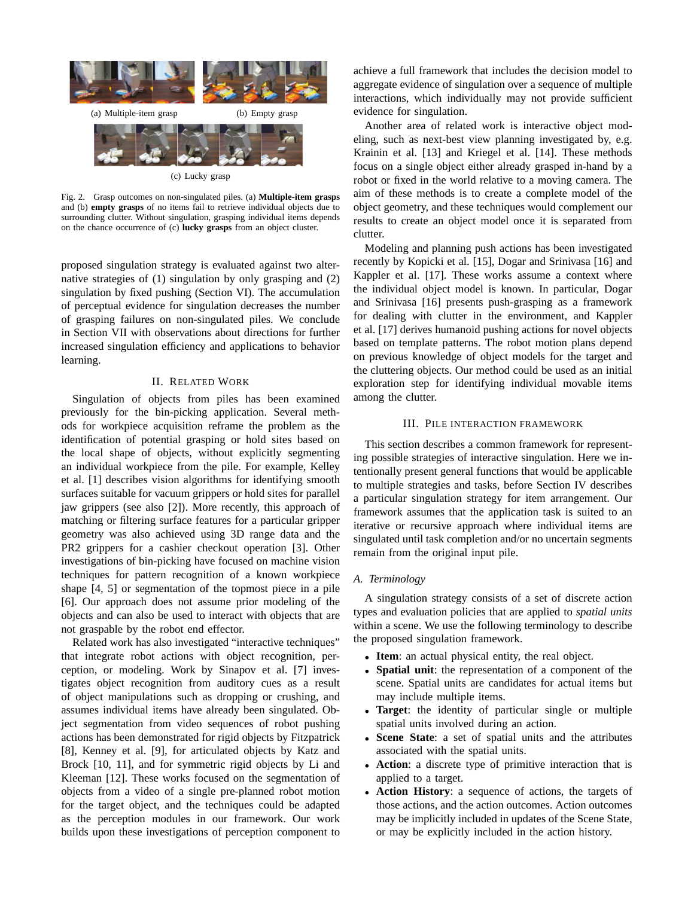(a) Multiple-item grasp

(b) Empty grasp

(c) Lucky grasp

Fig. 2. Grasp outcomes on non-singulated piles. (a) **Multiple-item grasps** and (b) **empty grasps** of no items fail to retrieve individual objects due to surrounding clutter. Without singulation, grasping individual items depends on the chance occurrence of (c) **lucky grasps** from an object cluster.

proposed singulation strategy is evaluated against two alternative strategies of (1) singulation by only grasping and (2) singulation by fixed pushing (Section VI). The accumulation of perceptual evidence for singulation decreases the number of grasping failures on non-singulated piles. We conclude in Section VII with observations about directions for further increased singulation efficiency and applications to behavior learning.

## II. Related Work

Singulation of objects from piles has been examined previously for the bin-picking application. Several methods for workpiece acquisition reframe the problem as the identification of potential grasping or hold sites based on the local shape of objects, without explicitly segmenting an individual workpiece from the pile. For example, Kelley et al. [1] describes vision algorithms for identifying smooth surfaces suitable for vacuum grippers or hold sites for parallel jaw grippers (see also [2]). More recently, this approach of matching or filtering surface features for a particular gripper geometry was also achieved using 3D range data and the PR2 grippers for a cashier checkout operation [3]. Other investigations of bin-picking have focused on machine vision techniques for pattern recognition of a known workpiece shape [4, 5] or segmentation of the topmost piece in a pile [6]. Our approach does not assume prior modeling of the objects and can also be used to interact with objects that are not graspable by the robot end effector.

Related work has also investigated "interactive techniques" that integrate robot actions with object recognition, perception, or modeling. Work by Sinapov et al. [7] investigates object recognition from auditory cues as a result of object manipulations such as dropping or crushing, and assumes individual items have already been singulated. Object segmentation from video sequences of robot pushing actions has been demonstrated for rigid objects by Fitzpatrick [8], Kenney et al. [9], for articulated objects by Katz and Brock [10, 11], and for symmetric rigid objects by Li and Kleeman [12]. These works focused on the segmentation of objects from a video of a single pre-planned robot motion for the target object, and the techniques could be adapted as the perception modules in our framework. Our work builds upon these investigations of perception component to achieve a full framework that includes the decision model to aggregate evidence of singulation over a sequence of multiple interactions, which individually may not provide sufficient evidence for singulation.

Another area of related work is interactive object modeling, such as next-best view planning investigated by, e.g. Krainin et al. [13] and Kriegel et al. [14]. These methods focus on a single object either already grasped in-hand by a robot or fixed in the world relative to a moving camera. The aim of these methods is to create a complete model of the object geometry, and these techniques would complement our results to create an object model once it is separated from clutter.

Modeling and planning push actions has been investigated recently by Kopicki et al. [15], Dogar and Srinivasa [16] and Kappler et al. [17]. These works assume a context where the individual object model is known. In particular, Dogar and Srinivasa [16] presents push-grasping as a framework for dealing with clutter in the environment, and Kappler et al. [17] derives humanoid pushing actions for novel objects based on template patterns. The robot motion plans depend on previous knowledge of object models for the target and the cluttering objects. Our method could be used as an initial exploration step for identifying individual movable items among the clutter.

## III. Pile Interaction Framework

This section describes a common framework for representing possible strategies of interactive singulation. Here we intentionally present general functions that would be applicable to multiple strategies and tasks, before Section IV describes a particular singulation strategy for item arrangement. Our framework assumes that the application task is suited to an iterative or recursive approach where individual items are singulated until task completion and/or no uncertain segments remain from the original input pile.

### A. Terminology

A singulation strategy consists of a set of discrete action types and evaluation policies that are applied to *spatial units* within a scene. We use the following terminology to describe the proposed singulation framework.

- **Item**: an actual physical entity, the real object.
- **Spatial unit**: the representation of a component of the scene. Spatial units are candidates for actual items but may include multiple items.
- **Target**: the identity of particular single or multiple spatial units involved during an action.
- **Scene State**: a set of spatial units and the attributes associated with the spatial units.
- **Action**: a discrete type of primitive interaction that is applied to a target.
- **Action History**: a sequence of actions, the targets of those actions, and the action outcomes. Action outcomes may be implicitly included in updates of the Scene State, or may be explicitly included in the action history.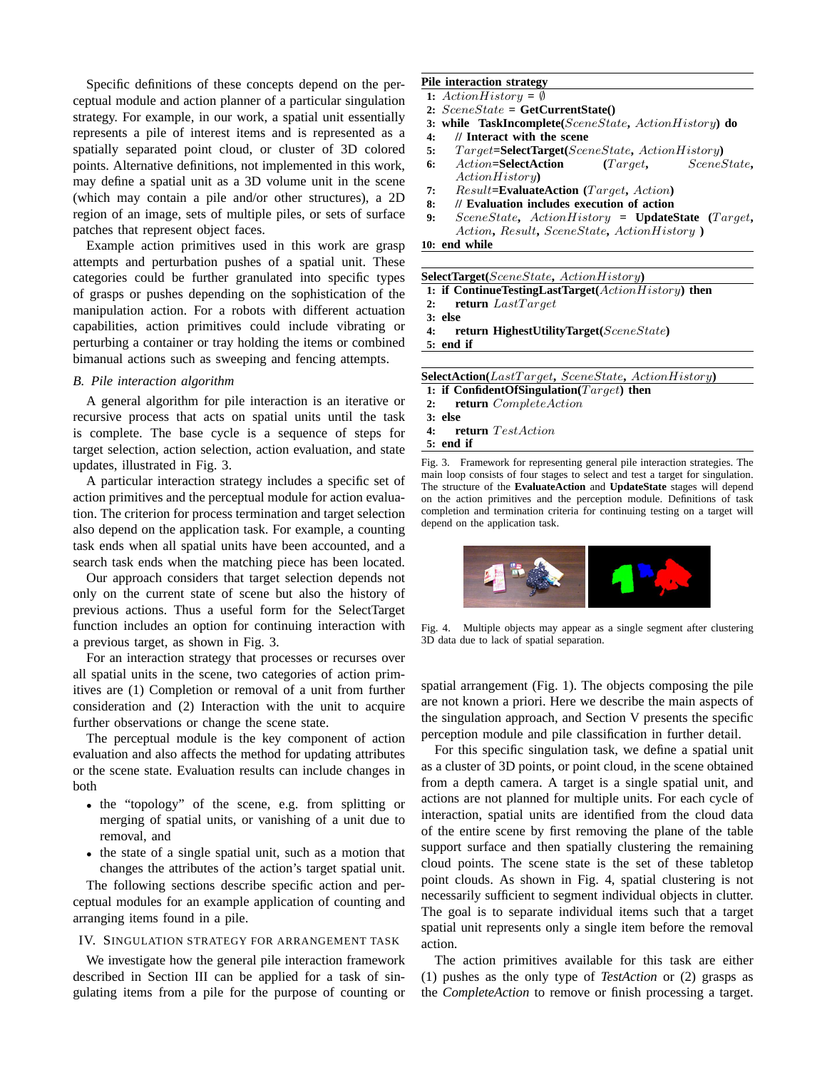Specific definitions of these concepts depend on the perceptual module and action planner of a particular singulation strategy. For example, in our work, a spatial unit essentially represents a pile of interest items and is represented as a spatially separated point cloud, or cluster of 3D colored points. Alternative definitions, not implemented in this work, may define a spatial unit as a 3D volume unit in the scene (which may contain a pile and/or other structures), a 2D region of an image, sets of multiple piles, or sets of surface patches that represent object faces.

Example action primitives used in this work are grasp attempts and perturbation pushes of a spatial unit. These categories could be further granulated into specific types of grasps or pushes depending on the sophistication of the manipulation action. For a robots with different actuation capabilities, action primitives could include vibrating or perturbing a container or tray holding the items or combined bimanual actions such as sweeping and fencing attempts.

### *B. Pile interaction algorithm*

A general algorithm for pile interaction is an iterative or recursive process that acts on spatial units until the task is complete. The base cycle is a sequence of steps for target selection, action selection, action evaluation, and state updates, illustrated in Fig. 3.

A particular interaction strategy includes a specific set of action primitives and the perceptual module for action evaluation. The criterion for process termination and target selection also depend on the application task. For example, a counting task ends when all spatial units have been accounted, and a search task ends when the matching piece has been located.

Our approach considers that target selection depends not only on the current state of scene but also the history of previous actions. Thus a useful form for the SelectTarget function includes an option for continuing interaction with a previous target, as shown in Fig. 3.

For an interaction strategy that processes or recurses over all spatial units in the scene, two categories of action primitives are (1) Completion or removal of a unit from further consideration and (2) Interaction with the unit to acquire further observations or change the scene state.

The perceptual module is the key component of action evaluation and also affects the method for updating attributes or the scene state. Evaluation results can include changes in both

- the "topology" of the scene, e.g. from splitting or merging of spatial units, or vanishing of a unit due to removal, and
- the state of a single spatial unit, such as a motion that changes the attributes of the action's target spatial unit.

The following sections describe specific action and perceptual modules for an example application of counting and arranging items found in a pile.

## IV. Singulation Strategy for Arrangement Task

We investigate how the general pile interaction framework described in Section III can be applied for a task of singulating items from a pile for the purpose of counting or spatial arrangement (Fig. 1). The objects composing the pile are not known a priori. Here we describe the main aspects of the singulation approach, and Section V presents the specific perception module and pile classification in further detail.

For this specific singulation task, we define a spatial unit as a cluster of 3D points, or point cloud, in the scene obtained from a depth camera. A target is a single spatial unit, and actions are not planned for multiple units. For each cycle of interaction, spatial units are identified from the cloud data of the entire scene by first removing the plane of the table support surface and then spatially clustering the remaining cloud points. The scene state is the set of these tabletop point clouds. As shown in Fig. 4, spatial clustering is not necessarily sufficient to segment individual objects in clutter. The goal is to separate individual items such that a target spatial unit represents only a single item before the removal action.

The action primitives available for this task are either (1) pushes as the only type of *TestAction* or (2) grasps as the *CompleteAction* to remove or finish processing a target.

**Pile interaction strategy**

```
1: ActionHistory = ∅
2: SceneState = GetCurrentState()
3: while TaskIncomplete(SceneState, ActionHistory) do
4:    // Interact with the scene
5:    Target=SelectTarget(SceneState, ActionHistory)
6:    Action=SelectAction (Target, SceneState, ActionHistory)
7:    Result=EvaluateAction (Target, Action)
8:    // Evaluation includes execution of action
9:    SceneState, ActionHistory = UpdateState (Target, Action, Result, SceneState, ActionHistory )
10: end while
```

**SelectTarget(*SceneState*, *ActionHistory*)**

```
1: if ContinueTestingLastTarget(ActionHistory) then
2:    return LastTarget
3: else
4:    return HighestUtilityTarget(SceneState)
5: end if
```

**SelectAction(*LastTarget*, *SceneState*, *ActionHistory*)**

```
1: if ConfidentOfSingulation(Target) then
2:    return CompleteAction
3: else
4:    return TestAction
5: end if
```

Fig. 3. Framework for representing general pile interaction strategies. The main loop consists of four stages to select and test a target for singulation. The structure of the **EvaluateAction** and **UpdateState** stages will depend on the action primitives and the perception module. Definitions of task completion and termination criteria for continuing testing on a target will depend on the application task.

Fig. 4. Multiple objects may appear as a single segment after clustering 3D data due to lack of spatial separation.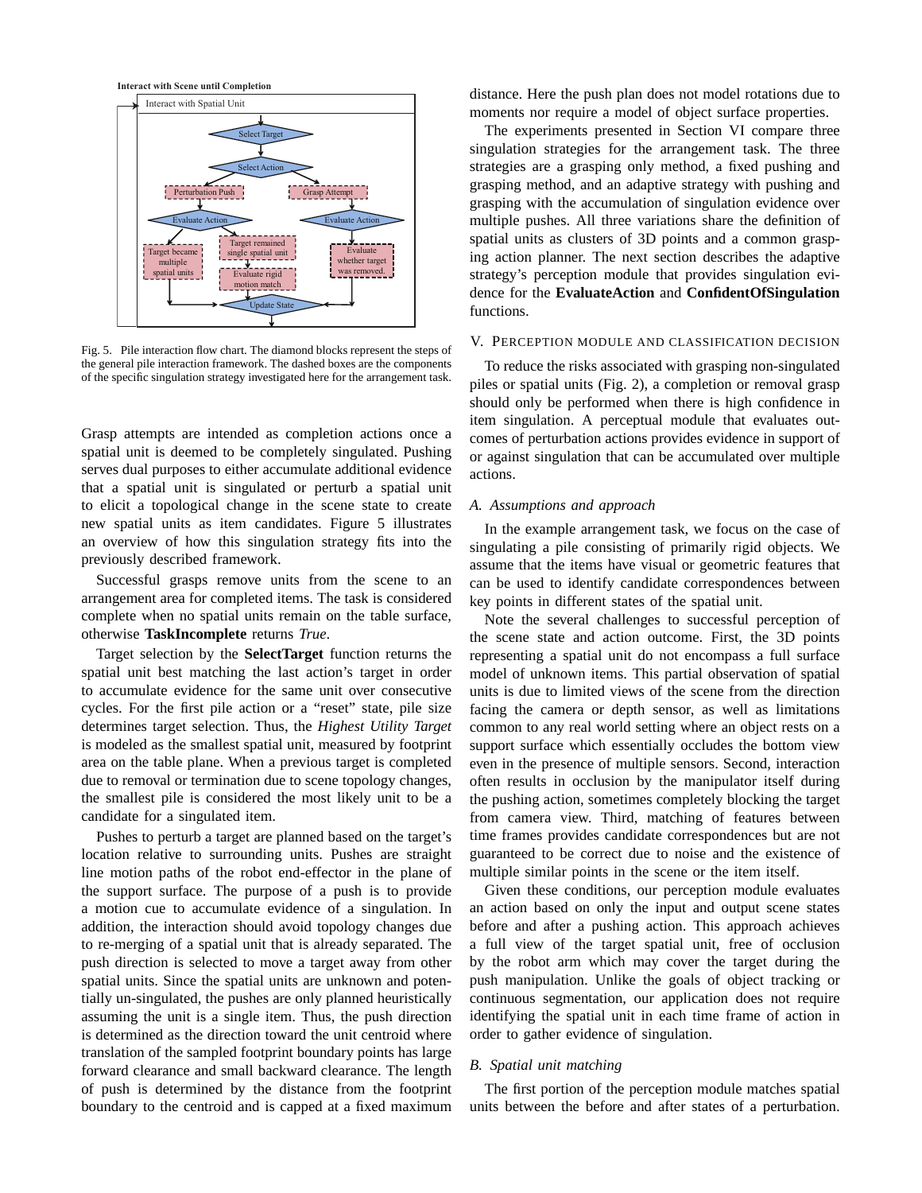Interact with Scene until Completion

Interact with Spatial Unit

Select Target

Select Action

Perturbation Push

Grasp Attempt

Evaluate Action

Evaluate Action

Target became multiple spatial units

Target remained single spatial unit

Evaluate rigid motion match

Evaluate whether target was removed.

Update State

Fig. 5. Pile interaction flow chart. The diamond blocks represent the steps of the general pile interaction framework. The dashed boxes are the components of the specific singulation strategy investigated here for the arrangement task.

Grasp attempts are intended as completion actions once a spatial unit is deemed to be completely singulated. Pushing serves dual purposes to either accumulate additional evidence that a spatial unit is singulated or perturb a spatial unit to elicit a topological change in the scene state to create new spatial units as item candidates. Figure 5 illustrates an overview of how this singulation strategy fits into the previously described framework.

Successful grasps remove units from the scene to an arrangement area for completed items. The task is considered complete when no spatial units remain on the table surface, otherwise **TaskIncomplete** returns *True*.

Target selection by the **SelectTarget** function returns the spatial unit best matching the last action's target in order to accumulate evidence for the same unit over consecutive cycles. For the first pile action or a "reset" state, pile size determines target selection. Thus, the *Highest Utility Target* is modeled as the smallest spatial unit, measured by footprint area on the table plane. When a previous target is completed due to removal or termination due to scene topology changes, the smallest pile is considered the most likely unit to be a candidate for a singulated item.

Pushes to perturb a target are planned based on the target's location relative to surrounding units. Pushes are straight line motion paths of the robot end-effector in the plane of the support surface. The purpose of a push is to provide a motion cue to accumulate evidence of a singulation. In addition, the interaction should avoid topology changes due to re-merging of a spatial unit that is already separated. The push direction is selected to move a target away from other spatial units. Since the spatial units are unknown and potentially un-singulated, the pushes are only planned heuristically assuming the unit is a single item. Thus, the push direction is determined as the direction toward the unit centroid where translation of the sampled footprint boundary points has large forward clearance and small backward clearance. The length of push is determined by the distance from the footprint boundary to the centroid and is capped at a fixed maximum distance. Here the push plan does not model rotations due to moments nor require a model of object surface properties.

The experiments presented in Section VI compare three singulation strategies for the arrangement task. The three strategies are a grasping only method, a fixed pushing and grasping method, and an adaptive strategy with pushing and grasping with the accumulation of singulation evidence over multiple pushes. All three variations share the definition of spatial units as clusters of 3D points and a common grasping action planner. The next section describes the adaptive strategy's perception module that provides singulation evidence for the **EvaluateAction** and **ConfidentOfSingulation** functions.

## V. Perception module and classification decision

To reduce the risks associated with grasping non-singulated piles or spatial units (Fig. 2), a completion or removal grasp should only be performed when there is high confidence in item singulation. A perceptual module that evaluates outcomes of perturbation actions provides evidence in support of or against singulation that can be accumulated over multiple actions.

### A. Assumptions and approach

In the example arrangement task, we focus on the case of singulating a pile consisting of primarily rigid objects. We assume that the items have visual or geometric features that can be used to identify candidate correspondences between key points in different states of the spatial unit.

Note the several challenges to successful perception of the scene state and action outcome. First, the 3D points representing a spatial unit do not encompass a full surface model of unknown items. This partial observation of spatial units is due to limited views of the scene from the direction facing the camera or depth sensor, as well as limitations common to any real world setting where an object rests on a support surface which essentially occludes the bottom view even in the presence of multiple sensors. Second, interaction often results in occlusion by the manipulator itself during the pushing action, sometimes completely blocking the target from camera view. Third, matching of features between time frames provides candidate correspondences but are not guaranteed to be correct due to noise and the existence of multiple similar points in the scene or the item itself.

Given these conditions, our perception module evaluates an action based on only the input and output scene states before and after a pushing action. This approach achieves a full view of the target spatial unit, free of occlusion by the robot arm which may cover the target during the push manipulation. Unlike the goals of object tracking or continuous segmentation, our application does not require identifying the spatial unit in each time frame of action in order to gather evidence of singulation.

### B. Spatial unit matching

The first portion of the perception module matches spatial units between the before and after states of a perturbation.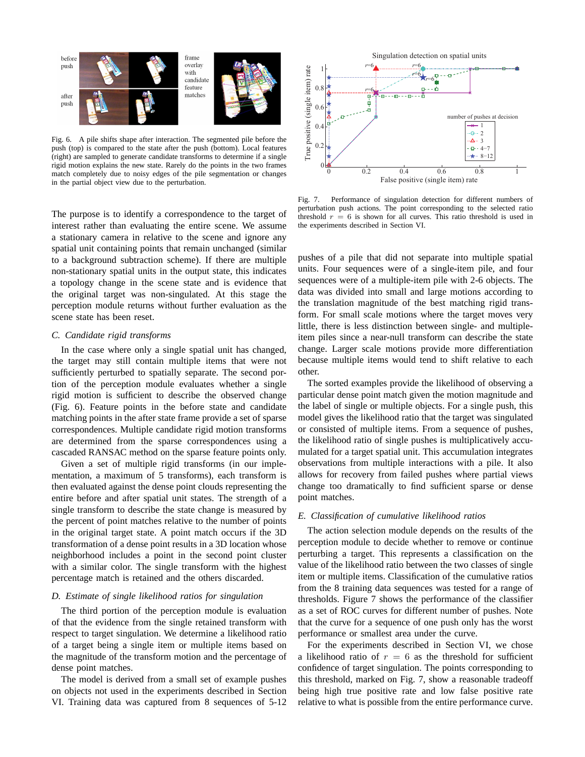before push

after push

frame overlay with candidate feature matches

Fig. 6. A pile shifts shape after interaction. The segmented pile before the push (top) is compared to the state after the push (bottom). Local features (right) are sampled to generate candidate transforms to determine if a single rigid motion explains the new state. Rarely do the points in the two frames match completely due to noisy edges of the pile segmentation or changes in the partial object view due to the perturbation.

Singulation detection on spatial units

True positive (single item) rate

False positive (single item) rate

0
0.2
0.4
0.6
0.8
1

0
0.2
0.4
0.6
0.8
1

r=6

number of pushes at decision
1
2
3
4–7
8–12

Fig. 7. Performance of singulation detection for different numbers of perturbation push actions. The point corresponding to the selected ratio threshold $r = 6$ is shown for all curves. This ratio threshold is used in the experiments described in Section VI.

The purpose is to identify a correspondence to the target of interest rather than evaluating the entire scene. We assume a stationary camera in relative to the scene and ignore any spatial unit containing points that remain unchanged (similar to a background subtraction scheme). If there are multiple non-stationary spatial units in the output state, this indicates a topology change in the scene state and is evidence that the original target was non-singulated. At this stage the perception module returns without further evaluation as the scene state has been reset.

### C. Candidate rigid transforms

In the case where only a single spatial unit has changed, the target may still contain multiple items that were not sufficiently perturbed to spatially separate. The second portion of the perception module evaluates whether a single rigid motion is sufficient to describe the observed change (Fig. 6). Feature points in the before state and candidate matching points in the after state frame provide a set of sparse correspondences. Multiple candidate rigid motion transforms are determined from the sparse correspondences using a cascaded RANSAC method on the sparse feature points only.

Given a set of multiple rigid transforms (in our implementation, a maximum of 5 transforms), each transform is then evaluated against the dense point clouds representing the entire before and after spatial unit states. The strength of a single transform to describe the state change is measured by the percent of point matches relative to the number of points in the original target state. A point match occurs if the 3D transformation of a dense point results in a 3D location whose neighborhood includes a point in the second point cluster with a similar color. The single transform with the highest percentage match is retained and the others discarded.

### D. Estimate of single likelihood ratios for singulation

The third portion of the perception module is evaluation of that the evidence from the single retained transform with respect to target singulation. We determine a likelihood ratio of a target being a single item or multiple items based on the magnitude of the transform motion and the percentage of dense point matches.

The model is derived from a small set of example pushes on objects not used in the experiments described in Section VI. Training data was captured from 8 sequences of 5-12 pushes of a pile that did not separate into multiple spatial units. Four sequences were of a single-item pile, and four sequences were of a multiple-item pile with 2-6 objects. The data was divided into small and large motions according to the translation magnitude of the best matching rigid transform. For small scale motions where the target moves very little, there is less distinction between single- and multiple-item piles since a near-null transform can describe the state change. Larger scale motions provide more differentiation because multiple items would tend to shift relative to each other.

The sorted examples provide the likelihood of observing a particular dense point match given the motion magnitude and the label of single or multiple objects. For a single push, this model gives the likelihood ratio that the target was singulated or consisted of multiple items. From a sequence of pushes, the likelihood ratio of single pushes is multiplicatively accumulated for a target spatial unit. This accumulation integrates observations from multiple interactions with a pile. It also allows for recovery from failed pushes where partial views change too dramatically to find sufficient sparse or dense point matches.

### E. Classification of cumulative likelihood ratios

The action selection module depends on the results of the perception module to decide whether to remove or continue perturbing a target. This represents a classification on the value of the likelihood ratio between the two classes of single item or multiple items. Classification of the cumulative ratios from the 8 training data sequences was tested for a range of thresholds. Figure 7 shows the performance of the classifier as a set of ROC curves for different number of pushes. Note that the curve for a sequence of one push only has the worst performance or smallest area under the curve.

For the experiments described in Section VI, we chose a likelihood ratio of $r = 6$ as the threshold for sufficient confidence of target singulation. The points corresponding to this threshold, marked on Fig. 7, show a reasonable tradeoff being high true positive rate and low false positive rate relative to what is possible from the entire performance curve.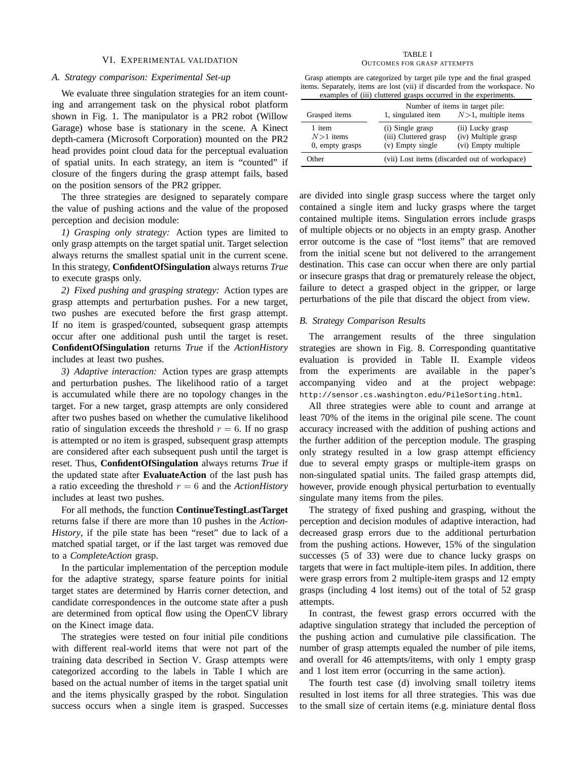## VI. Experimental validation

### A. Strategy comparison: Experimental Set-up

We evaluate three singulation strategies for an item counting and arrangement task on the physical robot platform shown in Fig. 1. The manipulator is a PR2 robot (Willow Garage) whose base is stationary in the scene. A Kinect depth-camera (Microsoft Corporation) mounted on the PR2 head provides point cloud data for the perceptual evaluation of spatial units. In each strategy, an item is "counted" if closure of the fingers during the grasp attempt fails, based on the position sensors of the PR2 gripper.

The three strategies are designed to separately compare the value of pushing actions and the value of the proposed perception and decision module:

*1) Grasping only strategy:* Action types are limited to only grasp attempts on the target spatial unit. Target selection always returns the smallest spatial unit in the current scene. In this strategy, **ConfidentOfSingulation** always returns *True* to execute grasps only.

*2) Fixed pushing and grasping strategy:* Action types are grasp attempts and perturbation pushes. For a new target, two pushes are executed before the first grasp attempt. If no item is grasped/counted, subsequent grasp attempts occur after one additional push until the target is reset. **ConfidentOfSingulation** returns *True* if the *ActionHistory* includes at least two pushes.

*3) Adaptive interaction:* Action types are grasp attempts and perturbation pushes. The likelihood ratio of a target is accumulated while there are no topology changes in the target. For a new target, grasp attempts are only considered after two pushes based on whether the cumulative likelihood ratio of singulation exceeds the threshold $r = 6$. If no grasp is attempted or no item is grasped, subsequent grasp attempts are considered after each subsequent push until the target is reset. Thus, **ConfidentOfSingulation** always returns *True* if the updated state after **EvaluateAction** of the last push has a ratio exceeding the threshold $r = 6$ and the *ActionHistory* includes at least two pushes.

For all methods, the function **ContinueTestingLastTarget** returns false if there are more than 10 pushes in the *ActionHistory*, if the pile state has been "reset" due to lack of a matched spatial target, or if the last target was removed due to a *CompleteAction* grasp.

In the particular implementation of the perception module for the adaptive strategy, sparse feature points for initial target states are determined by Harris corner detection, and candidate correspondences in the outcome state after a push are determined from optical flow using the OpenCV library on the Kinect image data.

The strategies were tested on four initial pile conditions with different real-world items that were not part of the training data described in Section V. Grasp attempts were categorized according to the labels in Table I which are based on the actual number of items in the target spatial unit and the items physically grasped by the robot. Singulation success occurs when a single item is grasped. Successes are divided into single grasp success where the target only contained a single item and lucky grasps where the target contained multiple items. Singulation errors include grasps of multiple objects or no objects in an empty grasp. Another error outcome is the case of "lost items" that are removed from the initial scene but not delivered to the arrangement destination. This case can occur when there are only partial or insecure grasps that drag or prematurely release the object, failure to detect a grasped object in the gripper, or large perturbations of the pile that discard the object from view.

TABLE I
Outcomes for grasp attempts

Grasp attempts are categorized by target pile type and the final grasped items. Separately, items are lost (vii) if discarded from the workspace. No examples of (iii) cluttered grasps occurred in the experiments.

| Grasped items | Number of items in target pile: 1, singulated item | $N>1$, multiple items |
|---|---|---|
| 1 item | (i) Single grasp | (ii) Lucky grasp |
| $N>1$ items | (iii) Cluttered grasp | (iv) Multiple grasp |
| 0, empty grasps | (v) Empty single | (vi) Empty multiple |
| Other | (vii) Lost items (discarded out of workspace) | |

### B. Strategy Comparison Results

The arrangement results of the three singulation strategies are shown in Fig. 8. Corresponding quantitative evaluation is provided in Table II. Example videos from the experiments are available in the paper's accompanying video and at the project webpage: http://sensor.cs.washington.edu/PileSorting.html.

All three strategies were able to count and arrange at least 70% of the items in the original pile scene. The count accuracy increased with the addition of pushing actions and the further addition of the perception module. The grasping only strategy resulted in a low grasp attempt efficiency due to several empty grasps or multiple-item grasps on non-singulated spatial units. The failed grasp attempts did, however, provide enough physical perturbation to eventually singulate many items from the piles.

The strategy of fixed pushing and grasping, without the perception and decision modules of adaptive interaction, had decreased grasp errors due to the additional perturbation from the pushing actions. However, 15% of the singulation successes (5 of 33) were due to chance lucky grasps on targets that were in fact multiple-item piles. In addition, there were grasp errors from 2 multiple-item grasps and 12 empty grasps (including 4 lost items) out of the total of 52 grasp attempts.

In contrast, the fewest grasp errors occurred with the adaptive singulation strategy that included the perception of the pushing action and cumulative pile classification. The number of grasp attempts equaled the number of pile items, and overall for 46 attempts/items, with only 1 empty grasp and 1 lost item error (occurring in the same action).

The fourth test case (d) involving small toiletry items resulted in lost items for all three strategies. This was due to the small size of certain items (e.g. miniature dental floss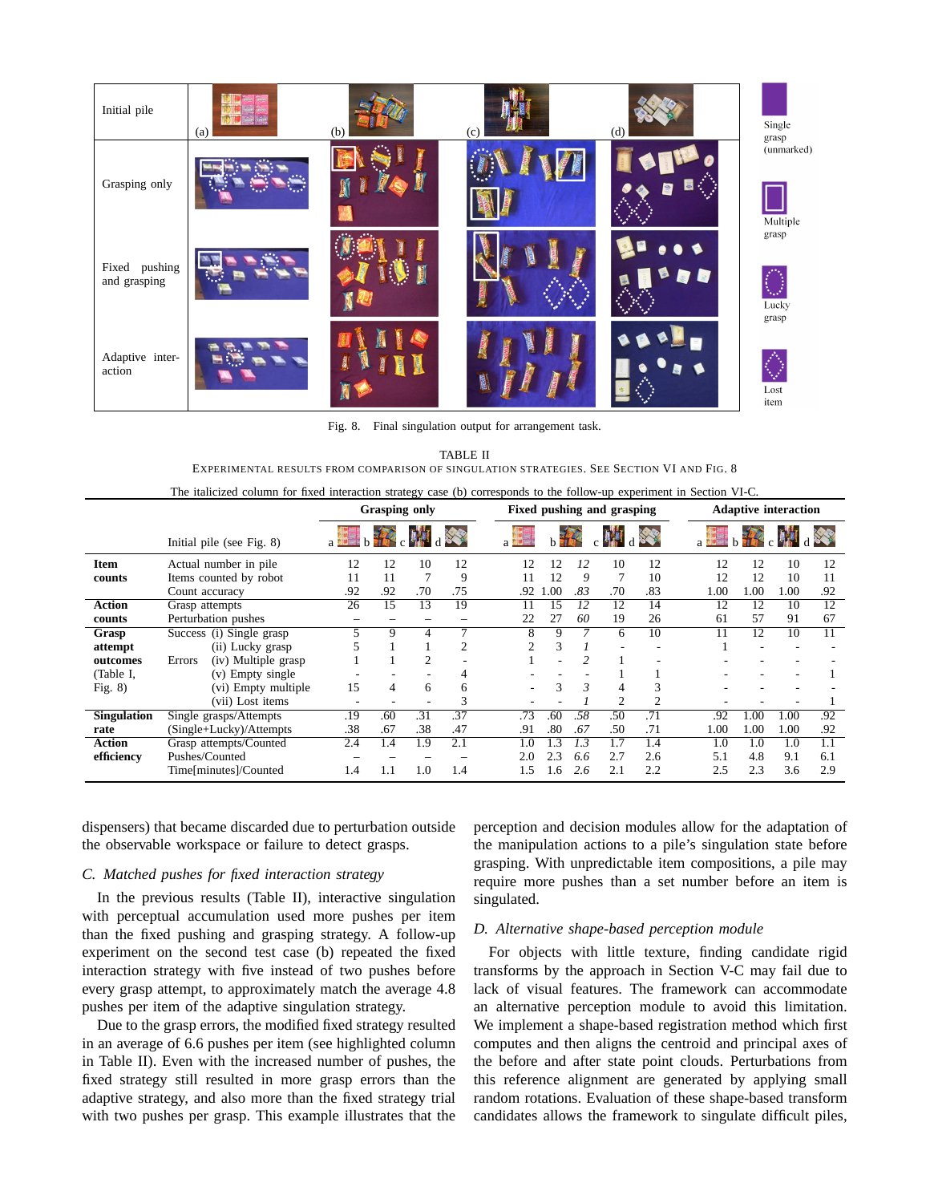Fig. 8. Final singulation output for arrangement task.

TABLE II
EXPERIMENTAL RESULTS FROM COMPARISON OF SINGULATION STRATEGIES. SEE SECTION VI AND FIG. 8

The italicized column for fixed interaction strategy case (b) corresponds to the follow-up experiment in Section VI-C.

| | | Grasping only | | | | Fixed pushing and grasping | | | | | Adaptive interaction | | | |
|---|---|---|---|---|---|---|---|---|---|---|---|---|---|---|
| | Initial pile (see Fig. 8) | a | b | c | d | a | b | *b* | c | d | a | b | c | d |
| **Item counts** | Actual number in pile | 12 | 12 | 10 | 12 | 12 | 12 | *12* | 10 | 12 | 12 | 12 | 10 | 12 |
| | Items counted by robot | 11 | 11 | 7 | 9 | 11 | 12 | *9* | 7 | 10 | 12 | 12 | 10 | 11 |
| | Count accuracy | .92 | .92 | .70 | .75 | .92 | 1.00 | *.83* | .70 | .83 | 1.00 | 1.00 | 1.00 | .92 |
| **Action counts** | Grasp attempts | 26 | 15 | 13 | 19 | 11 | 15 | *12* | 12 | 14 | 12 | 12 | 10 | 12 |
| | Perturbation pushes | – | – | – | – | 22 | 27 | *60* | 19 | 26 | 61 | 57 | 91 | 67 |
| **Grasp attempt outcomes** (Table I, Fig. 8) | Success (i) Single grasp | 5 | 9 | 4 | 7 | 8 | 9 | *7* | 6 | 10 | 11 | 12 | 10 | 11 |
| | (ii) Lucky grasp | 5 | 1 | 1 | 2 | 2 | 3 | *1* | - | - | 1 | - | - | - |
| | Errors (iv) Multiple grasp | 1 | 1 | 2 | - | 1 | - | *2* | 1 | - | - | - | - | - |
| | (v) Empty single | - | - | - | 4 | - | - | *-* | 1 | 1 | - | - | - | 1 |
| | (vi) Empty multiple | 15 | 4 | 6 | 6 | - | 3 | *3* | 4 | 3 | - | - | - | - |
| | (vii) Lost items | - | - | - | 3 | - | - | *1* | 2 | 2 | - | - | - | 1 |
| **Singulation rate** | Single grasps/Attempts | .19 | .60 | .31 | .37 | .73 | .60 | *.58* | .50 | .71 | .92 | 1.00 | 1.00 | .92 |
| | (Single+Lucky)/Attempts | .38 | .67 | .38 | .47 | .91 | .80 | *.67* | .50 | .71 | 1.00 | 1.00 | 1.00 | .92 |
| **Action efficiency** | Grasp attempts/Counted | 2.4 | 1.4 | 1.9 | 2.1 | 1.0 | 1.3 | *1.3* | 1.7 | 1.4 | 1.0 | 1.0 | 1.0 | 1.1 |
| | Pushes/Counted | – | – | – | – | 2.0 | 2.3 | *6.6* | 2.7 | 2.6 | 5.1 | 4.8 | 9.1 | 6.1 |
| | Time[minutes]/Counted | 1.4 | 1.1 | 1.0 | 1.4 | 1.5 | 1.6 | *2.6* | 2.1 | 2.2 | 2.5 | 2.3 | 3.6 | 2.9 |

dispensers) that became discarded due to perturbation outside the observable workspace or failure to detect grasps.

### C. Matched pushes for fixed interaction strategy

In the previous results (Table II), interactive singulation with perceptual accumulation used more pushes per item than the fixed pushing and grasping strategy. A follow-up experiment on the second test case (b) repeated the fixed interaction strategy with five instead of two pushes before every grasp attempt, to approximately match the average 4.8 pushes per item of the adaptive singulation strategy.

Due to the grasp errors, the modified fixed strategy resulted in an average of 6.6 pushes per item (see highlighted column in Table II). Even with the increased number of pushes, the fixed strategy still resulted in more grasp errors than the adaptive strategy, and also more than the fixed strategy trial with two pushes per grasp. This example illustrates that the perception and decision modules allow for the adaptation of the manipulation actions to a pile's singulation state before grasping. With unpredictable item compositions, a pile may require more pushes than a set number before an item is singulated.

### D. Alternative shape-based perception module

For objects with little texture, finding candidate rigid transforms by the approach in Section V-C may fail due to lack of visual features. The framework can accommodate an alternative perception module to avoid this limitation. We implement a shape-based registration method which first computes and then aligns the centroid and principal axes of the before and after state point clouds. Perturbations from this reference alignment are generated by applying small random rotations. Evaluation of these shape-based transform candidates allows the framework to singulate difficult piles,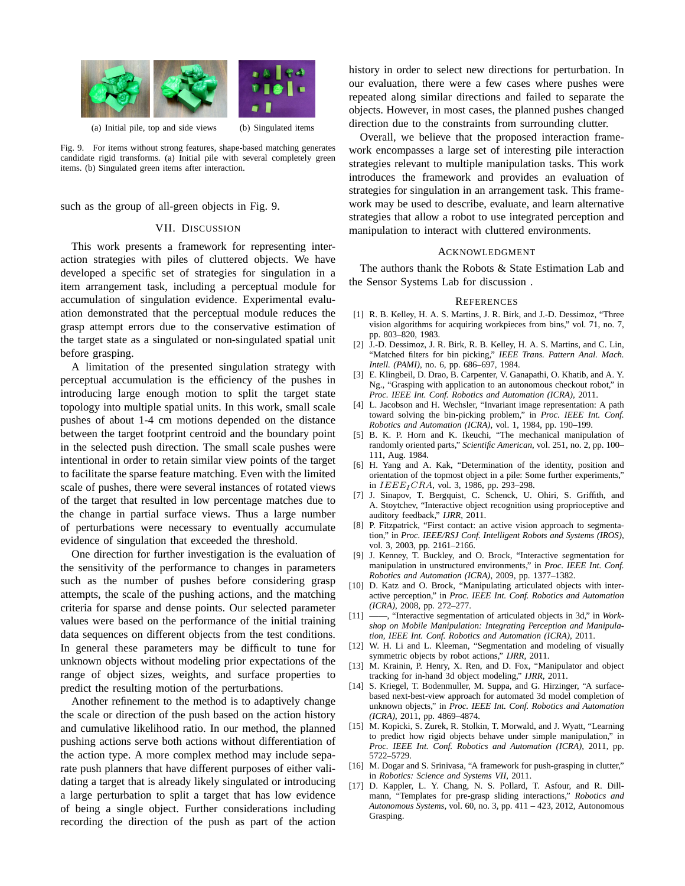(a) Initial pile, top and side views (b) Singulated items

Fig. 9. For items without strong features, shape-based matching generates candidate rigid transforms. (a) Initial pile with several completely green items. (b) Singulated green items after interaction.

such as the group of all-green objects in Fig. 9.

## VII. Discussion

This work presents a framework for representing interaction strategies with piles of cluttered objects. We have developed a specific set of strategies for singulation in a item arrangement task, including a perceptual module for accumulation of singulation evidence. Experimental evaluation demonstrated that the perceptual module reduces the grasp attempt errors due to the conservative estimation of the target state as a singulated or non-singulated spatial unit before grasping.

A limitation of the presented singulation strategy with perceptual accumulation is the efficiency of the pushes in introducing large enough motion to split the target state topology into multiple spatial units. In this work, small scale pushes of about 1-4 cm motions depended on the distance between the target footprint centroid and the boundary point in the selected push direction. The small scale pushes were intentional in order to retain similar view points of the target to facilitate the sparse feature matching. Even with the limited scale of pushes, there were several instances of rotated views of the target that resulted in low percentage matches due to the change in partial surface views. Thus a large number of perturbations were necessary to eventually accumulate evidence of singulation that exceeded the threshold.

One direction for further investigation is the evaluation of the sensitivity of the performance to changes in parameters such as the number of pushes before considering grasp attempts, the scale of the pushing actions, and the matching criteria for sparse and dense points. Our selected parameter values were based on the performance of the initial training data sequences on different objects from the test conditions. In general these parameters may be difficult to tune for unknown objects without modeling prior expectations of the range of object sizes, weights, and surface properties to predict the resulting motion of the perturbations.

Another refinement to the method is to adaptively change the scale or direction of the push based on the action history and cumulative likelihood ratio. In our method, the planned pushing actions serve both actions without differentiation of the action type. A more complex method may include separate push planners that have different purposes of either validating a target that is already likely singulated or introducing a large perturbation to split a target that has low evidence of being a single object. Further considerations including recording the direction of the push as part of the action history in order to select new directions for perturbation. In our evaluation, there were a few cases where pushes were repeated along similar directions and failed to separate the objects. However, in most cases, the planned pushes changed direction due to the constraints from surrounding clutter.

Overall, we believe that the proposed interaction framework encompasses a large set of interesting pile interaction strategies relevant to multiple manipulation tasks. This work introduces the framework and provides an evaluation of strategies for singulation in an arrangement task. This framework may be used to describe, evaluate, and learn alternative strategies that allow a robot to use integrated perception and manipulation to interact with cluttered environments.

## Acknowledgment

The authors thank the Robots & State Estimation Lab and the Sensor Systems Lab for discussion .

## References

[1] R. B. Kelley, H. A. S. Martins, J. R. Birk, and J.-D. Dessimoz, "Three vision algorithms for acquiring workpieces from bins," vol. 71, no. 7, pp. 803–820, 1983.

[2] J.-D. Dessimoz, J. R. Birk, R. B. Kelley, H. A. S. Martins, and C. Lin, "Matched filters for bin picking," *IEEE Trans. Pattern Anal. Mach. Intell. (PAMI)*, no. 6, pp. 686–697, 1984.

[3] E. Klingbeil, D. Drao, B. Carpenter, V. Ganapathi, O. Khatib, and A. Y. Ng., "Grasping with application to an autonomous checkout robot," in *Proc. IEEE Int. Conf. Robotics and Automation (ICRA)*, 2011.

[4] L. Jacobson and H. Wechsler, "Invariant image representation: A path toward solving the bin-picking problem," in *Proc. IEEE Int. Conf. Robotics and Automation (ICRA)*, vol. 1, 1984, pp. 190–199.

[5] B. K. P. Horn and K. Ikeuchi, "The mechanical manipulation of randomly oriented parts," *Scientific American*, vol. 251, no. 2, pp. 100–111, Aug. 1984.

[6] H. Yang and A. Kak, "Determination of the identity, position and orientation of the topmost object in a pile: Some further experiments," in $IEEE_ICRA$, vol. 3, 1986, pp. 293–298.

[7] J. Sinapov, T. Bergquist, C. Schenck, U. Ohiri, S. Griffith, and A. Stoytchev, "Interactive object recognition using proprioceptive and auditory feedback," *IJRR*, 2011.

[8] P. Fitzpatrick, "First contact: an active vision approach to segmentation," in *Proc. IEEE/RSJ Conf. Intelligent Robots and Systems (IROS)*, vol. 3, 2003, pp. 2161–2166.

[9] J. Kenney, T. Buckley, and O. Brock, "Interactive segmentation for manipulation in unstructured environments," in *Proc. IEEE Int. Conf. Robotics and Automation (ICRA)*, 2009, pp. 1377–1382.

[10] D. Katz and O. Brock, "Manipulating articulated objects with interactive perception," in *Proc. IEEE Int. Conf. Robotics and Automation (ICRA)*, 2008, pp. 272–277.

[11] ——, "Interactive segmentation of articulated objects in 3d," in *Workshop on Mobile Manipulation: Integrating Perception and Manipulation, IEEE Int. Conf. Robotics and Automation (ICRA)*, 2011.

[12] W. H. Li and L. Kleeman, "Segmentation and modeling of visually symmetric objects by robot actions," *IJRR*, 2011.

[13] M. Krainin, P. Henry, X. Ren, and D. Fox, "Manipulator and object tracking for in-hand 3d object modeling," *IJRR*, 2011.

[14] S. Kriegel, T. Bodenmuller, M. Suppa, and G. Hirzinger, "A surface-based next-best-view approach for automated 3d model completion of unknown objects," in *Proc. IEEE Int. Conf. Robotics and Automation (ICRA)*, 2011, pp. 4869–4874.

[15] M. Kopicki, S. Zurek, R. Stolkin, T. Morwald, and J. Wyatt, "Learning to predict how rigid objects behave under simple manipulation," in *Proc. IEEE Int. Conf. Robotics and Automation (ICRA)*, 2011, pp. 5722–5729.

[16] M. Dogar and S. Srinivasa, "A framework for push-grasping in clutter," in *Robotics: Science and Systems VII*, 2011.

[17] D. Kappler, L. Y. Chang, N. S. Pollard, T. Asfour, and R. Dillmann, "Templates for pre-grasp sliding interactions," *Robotics and Autonomous Systems*, vol. 60, no. 3, pp. 411 – 423, 2012, Autonomous Grasping.